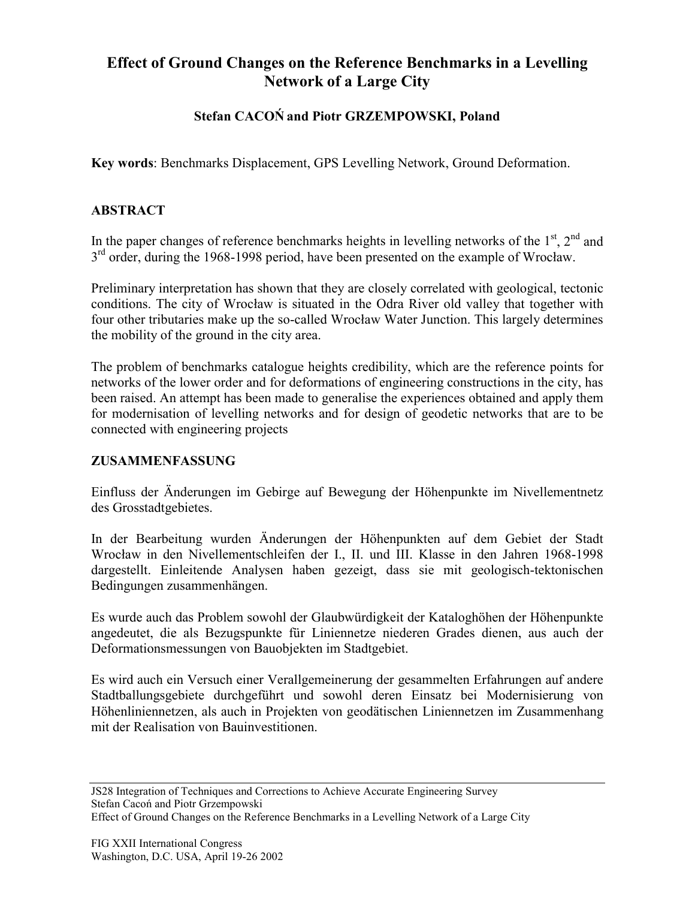# Effect of Ground Changes on the Reference Benchmarks in a Levelling Network of a Large City

**Stefan CACOŃ and Piotr GRZEMPOWSKI, Poland**

**Key words**: Benchmarks Displacement, GPS Levelling Network, Ground Deformation.

## ABSTRACT

In the paper changes of reference benchmarks heights in levelling networks of the 1st, 2nd and 3rd order, during the 1968-1998 period, have been presented on the example of Wrocław.

Preliminary interpretation has shown that they are closely correlated with geological, tectonic conditions. The city of Wrocław is situated in the Odra River old valley that together with four other tributaries make up the so-called Wrocław Water Junction. This largely determines the mobility of the ground in the city area.

The problem of benchmarks catalogue heights credibility, which are the reference points for networks of the lower order and for deformations of engineering constructions in the city, has been raised. An attempt has been made to generalise the experiences obtained and apply them for modernisation of levelling networks and for design of geodetic networks that are to be connected with engineering projects

## ZUSAMMENFASSUNG

Einfluss der Änderungen im Gebirge auf Bewegung der Höhenpunkte im Nivellementnetz des Grosstadtgebietes.

In der Bearbeitung wurden Änderungen der Höhenpunkten auf dem Gebiet der Stadt Wrocław in den Nivellementschleifen der I., II. und III. Klasse in den Jahren 1968-1998 dargestellt. Einleitende Analysen haben gezeigt, dass sie mit geologisch-tektonischen Bedingungen zusammenhängen.

Es wurde auch das Problem sowohl der Glaubwürdigkeit der Kataloghöhen der Höhenpunkte angedeutet, die als Bezugspunkte für Liniennetze niederen Grades dienen, aus auch der Deformationsmessungen von Bauobjekten im Stadtgebiet.

Es wird auch ein Versuch einer Verallgemeinerung der gesammelten Erfahrungen auf andere Stadtballungsgebiete durchgeführt und sowohl deren Einsatz bei Modernisierung von Höhenliniennetzen, als auch in Projekten von geodätischen Liniennetzen im Zusammenhang mit der Realisation von Bauinvestitionen.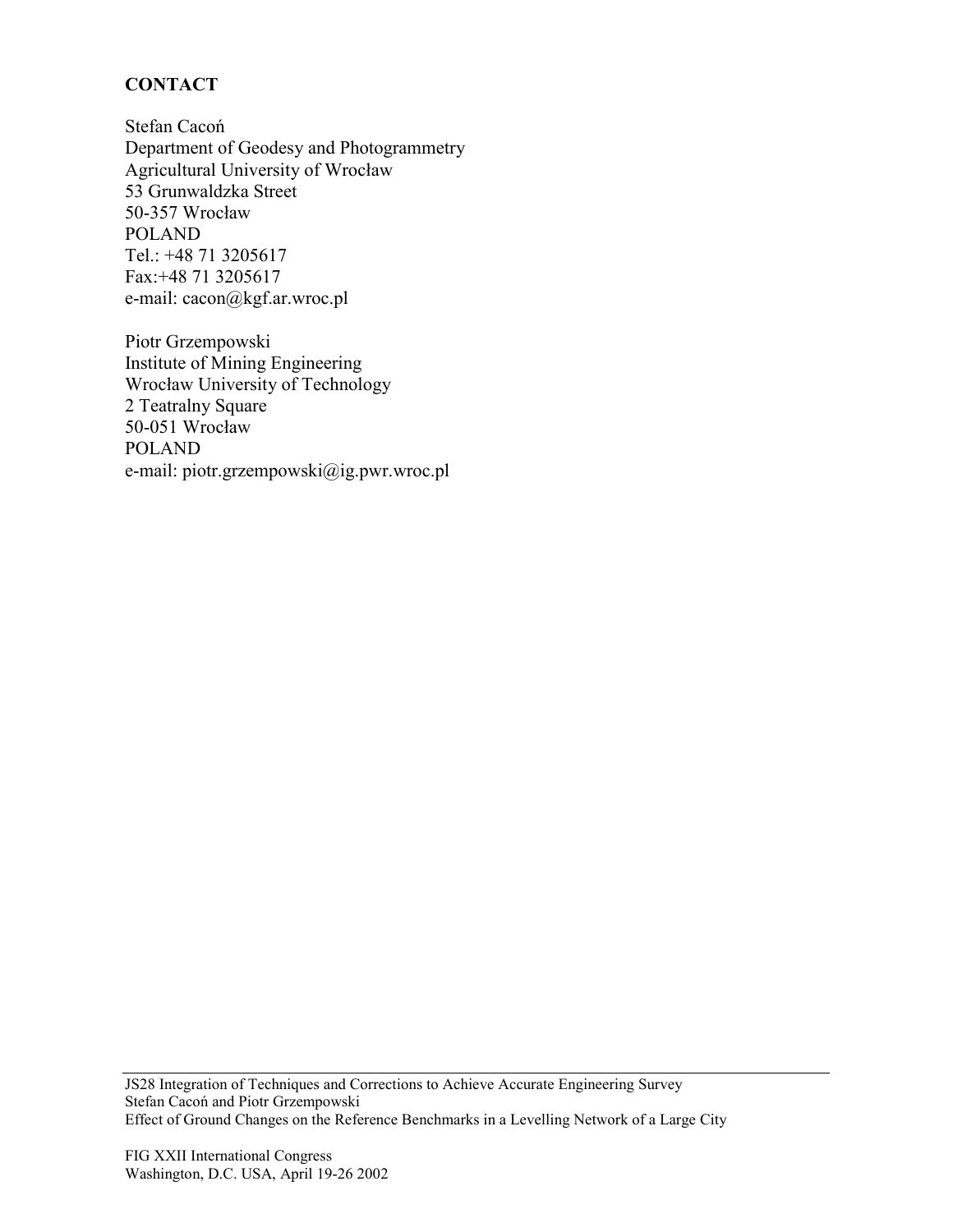## CONTACT

Stefan Cacoń
Department of Geodesy and Photogrammetry
Agricultural University of Wrocław
53 Grunwaldzka Street
50-357 Wrocław
POLAND
Tel.: +48 71 3205617
Fax:+48 71 3205617
e-mail: cacon@kgf.ar.wroc.pl

Piotr Grzempowski
Institute of Mining Engineering
Wrocław University of Technology
2 Teatralny Square
50-051 Wrocław
POLAND
e-mail: piotr.grzempowski@ig.pwr.wroc.pl